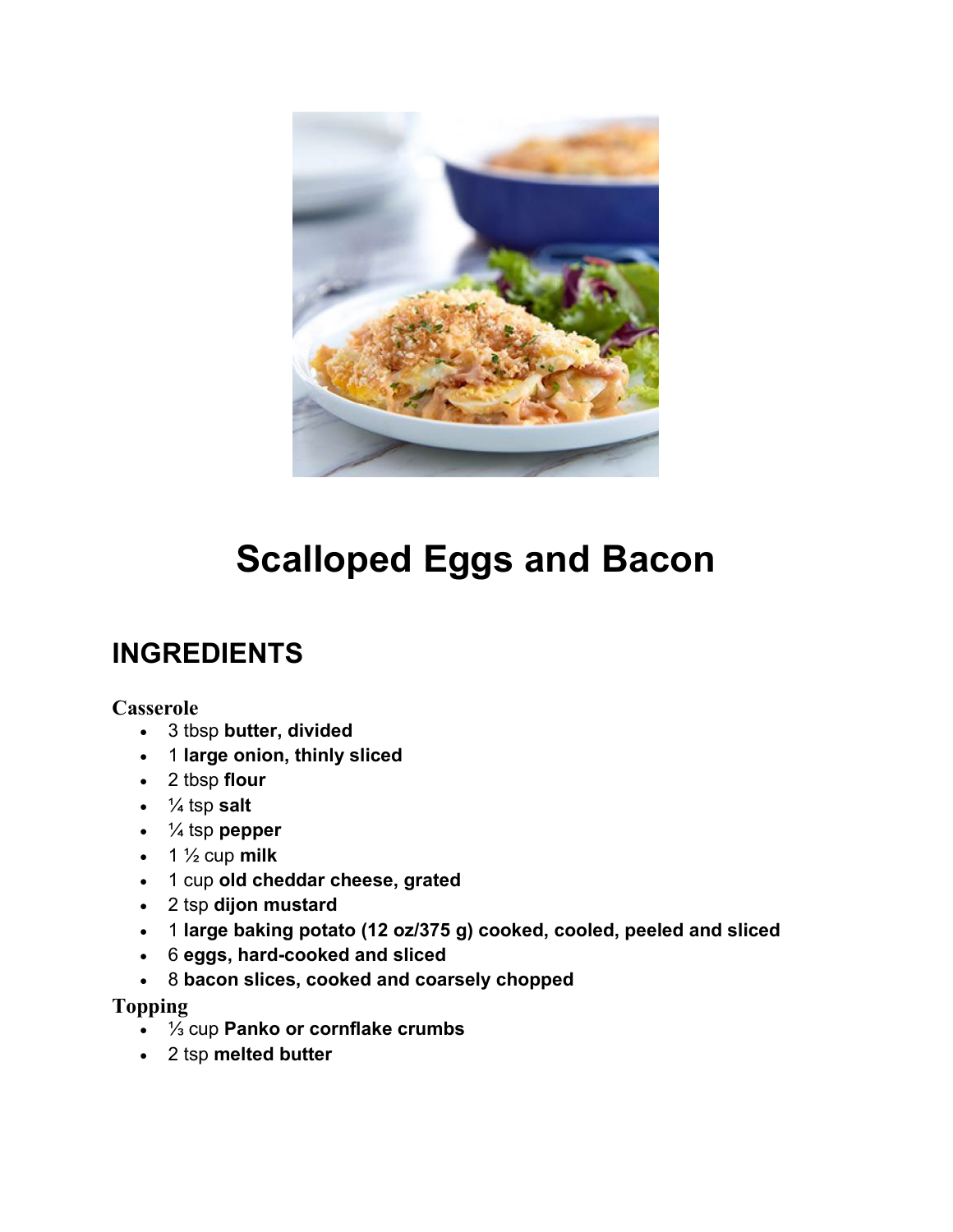# Scalloped Eggs and Bacon

## INGREDIENTS

### Casserole

- 3 tbsp **butter, divided**
- 1 **large onion, thinly sliced**
- 2 tbsp **flour**
- ¼ tsp **salt**
- ¼ tsp **pepper**
- 1 ½ cup **milk**
- 1 cup **old cheddar cheese, grated**
- 2 tsp **dijon mustard**
- 1 **large baking potato (12 oz/375 g) cooked, cooled, peeled and sliced**
- 6 **eggs, hard-cooked and sliced**
- 8 **bacon slices, cooked and coarsely chopped**

### Topping

- ⅓ cup **Panko or cornflake crumbs**
- 2 tsp **melted butter**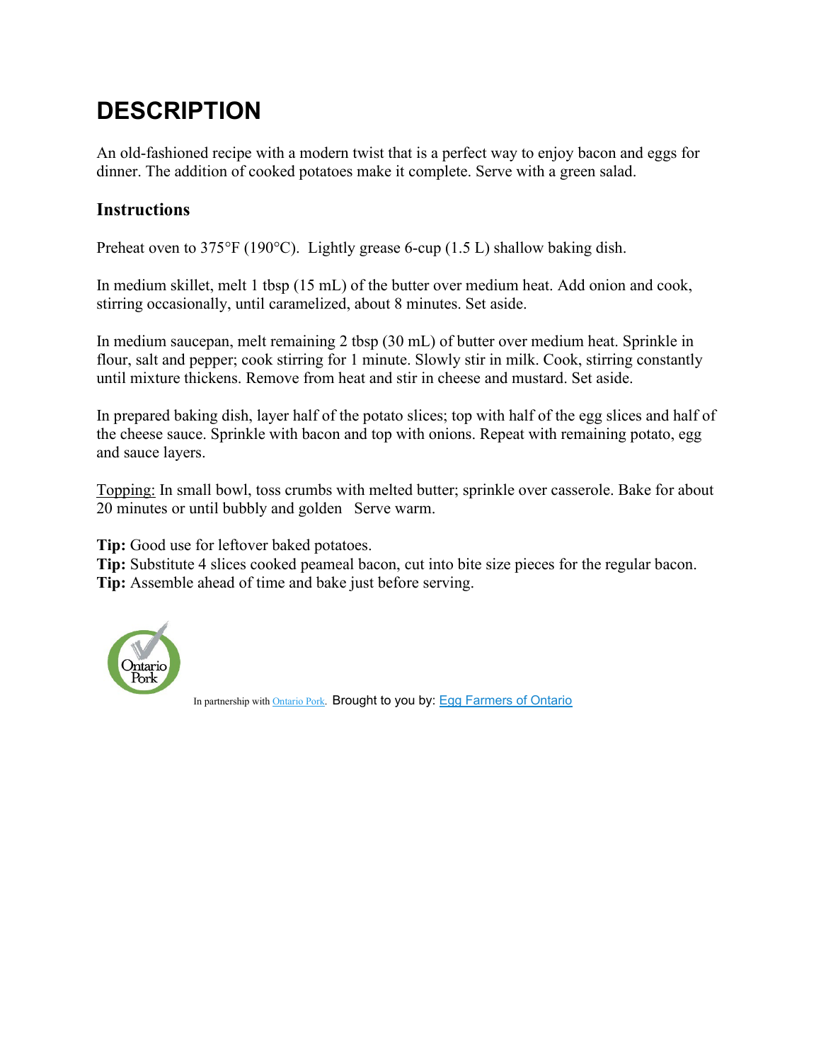# DESCRIPTION

An old-fashioned recipe with a modern twist that is a perfect way to enjoy bacon and eggs for dinner. The addition of cooked potatoes make it complete. Serve with a green salad.

## Instructions

Preheat oven to 375°F (190°C). Lightly grease 6-cup (1.5 L) shallow baking dish.

In medium skillet, melt 1 tbsp (15 mL) of the butter over medium heat. Add onion and cook, stirring occasionally, until caramelized, about 8 minutes. Set aside.

In medium saucepan, melt remaining 2 tbsp (30 mL) of butter over medium heat. Sprinkle in flour, salt and pepper; cook stirring for 1 minute. Slowly stir in milk. Cook, stirring constantly until mixture thickens. Remove from heat and stir in cheese and mustard. Set aside.

In prepared baking dish, layer half of the potato slices; top with half of the egg slices and half of the cheese sauce. Sprinkle with bacon and top with onions. Repeat with remaining potato, egg and sauce layers.

Topping: In small bowl, toss crumbs with melted butter; sprinkle over casserole. Bake for about 20 minutes or until bubbly and golden Serve warm.

**Tip:** Good use for leftover baked potatoes.
**Tip:** Substitute 4 slices cooked peameal bacon, cut into bite size pieces for the regular bacon.
**Tip:** Assemble ahead of time and bake just before serving.

Ontario Pork

In partnership with Ontario Pork. Brought to you by: Egg Farmers of Ontario